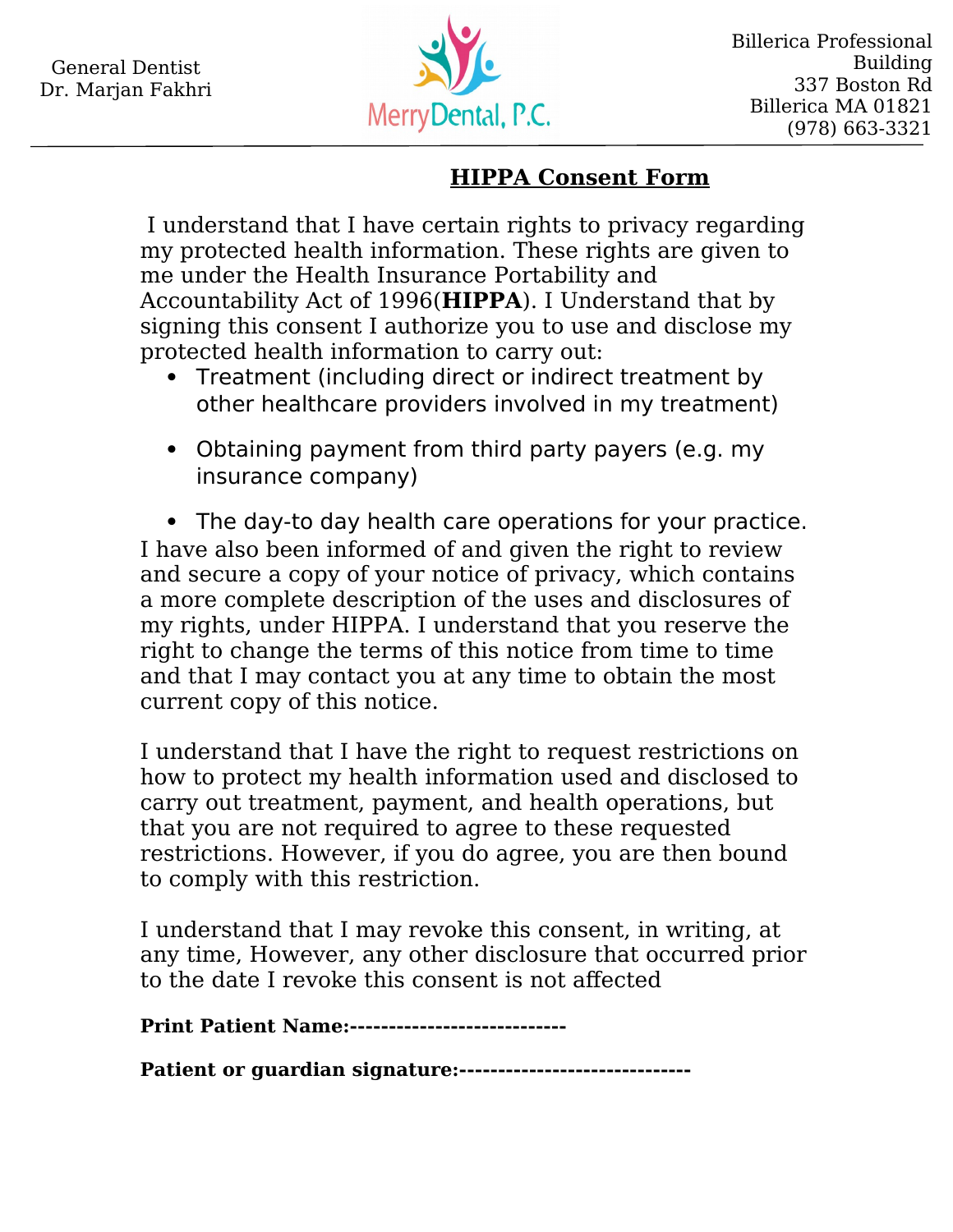General Dentist
Dr. Marjan Fakhri

MerryDental, P.C.

Billerica Professional Building
337 Boston Rd
Billerica MA 01821
(978) 663-3321

---

## HIPPA Consent Form

I understand that I have certain rights to privacy regarding my protected health information. These rights are given to me under the Health Insurance Portability and Accountability Act of 1996(**HIPPA**). I Understand that by signing this consent I authorize you to use and disclose my protected health information to carry out:

- Treatment (including direct or indirect treatment by other healthcare providers involved in my treatment)
- Obtaining payment from third party payers (e.g. my insurance company)
- The day-to day health care operations for your practice.

I have also been informed of and given the right to review and secure a copy of your notice of privacy, which contains a more complete description of the uses and disclosures of my rights, under HIPPA. I understand that you reserve the right to change the terms of this notice from time to time and that I may contact you at any time to obtain the most current copy of this notice.

I understand that I have the right to request restrictions on how to protect my health information used and disclosed to carry out treatment, payment, and health operations, but that you are not required to agree to these requested restrictions. However, if you do agree, you are then bound to comply with this restriction.

I understand that I may revoke this consent, in writing, at any time, However, any other disclosure that occurred prior to the date I revoke this consent is not affected

**Print Patient Name:----------------------------**

**Patient or guardian signature:-----------------------------**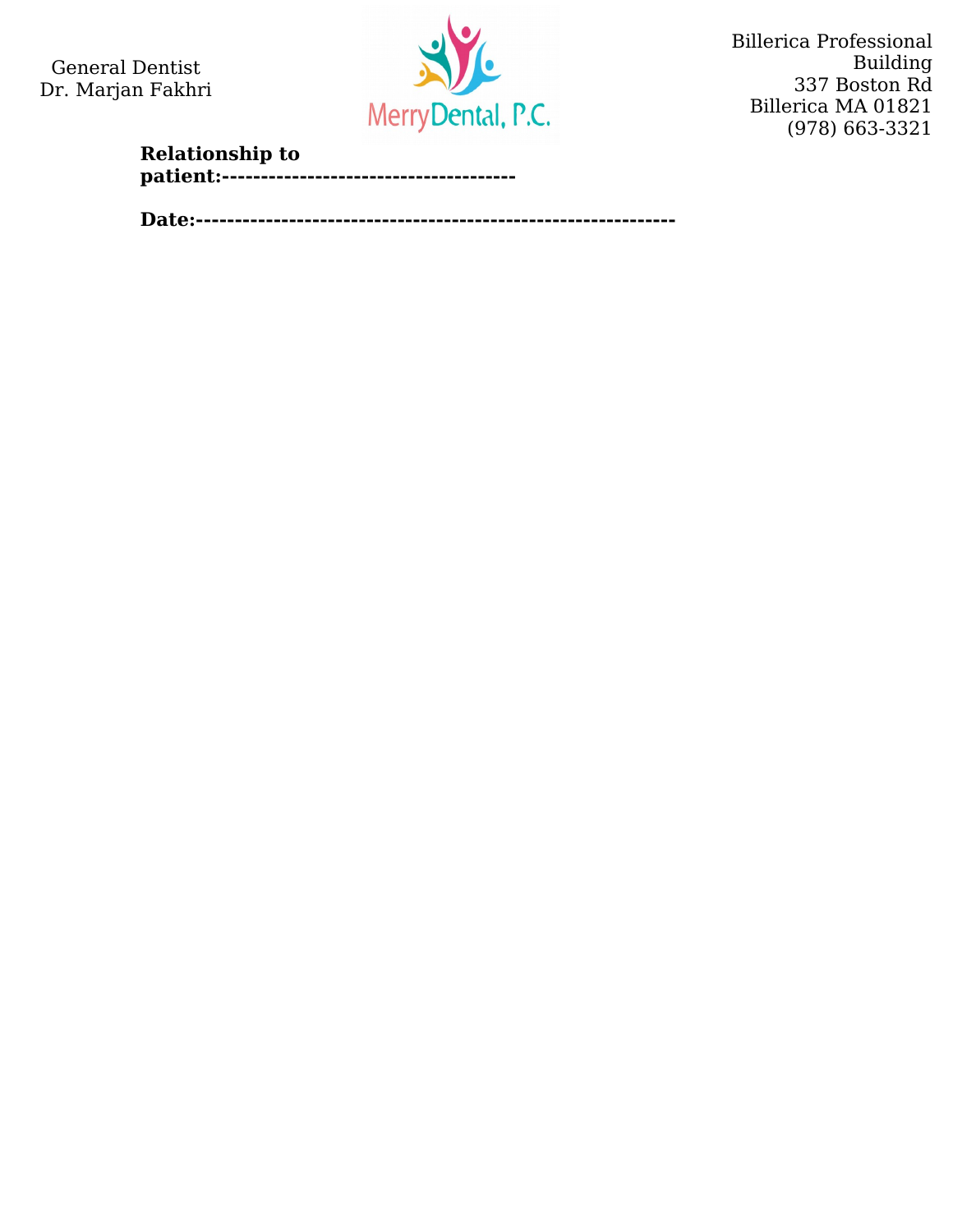General Dentist
Dr. Marjan Fakhri

MerryDental, P.C.

Billerica Professional Building
337 Boston Rd
Billerica MA 01821
(978) 663-3321

**Relationship to patient:--------------------------------------**

**Date:------------------------------------------------------------**